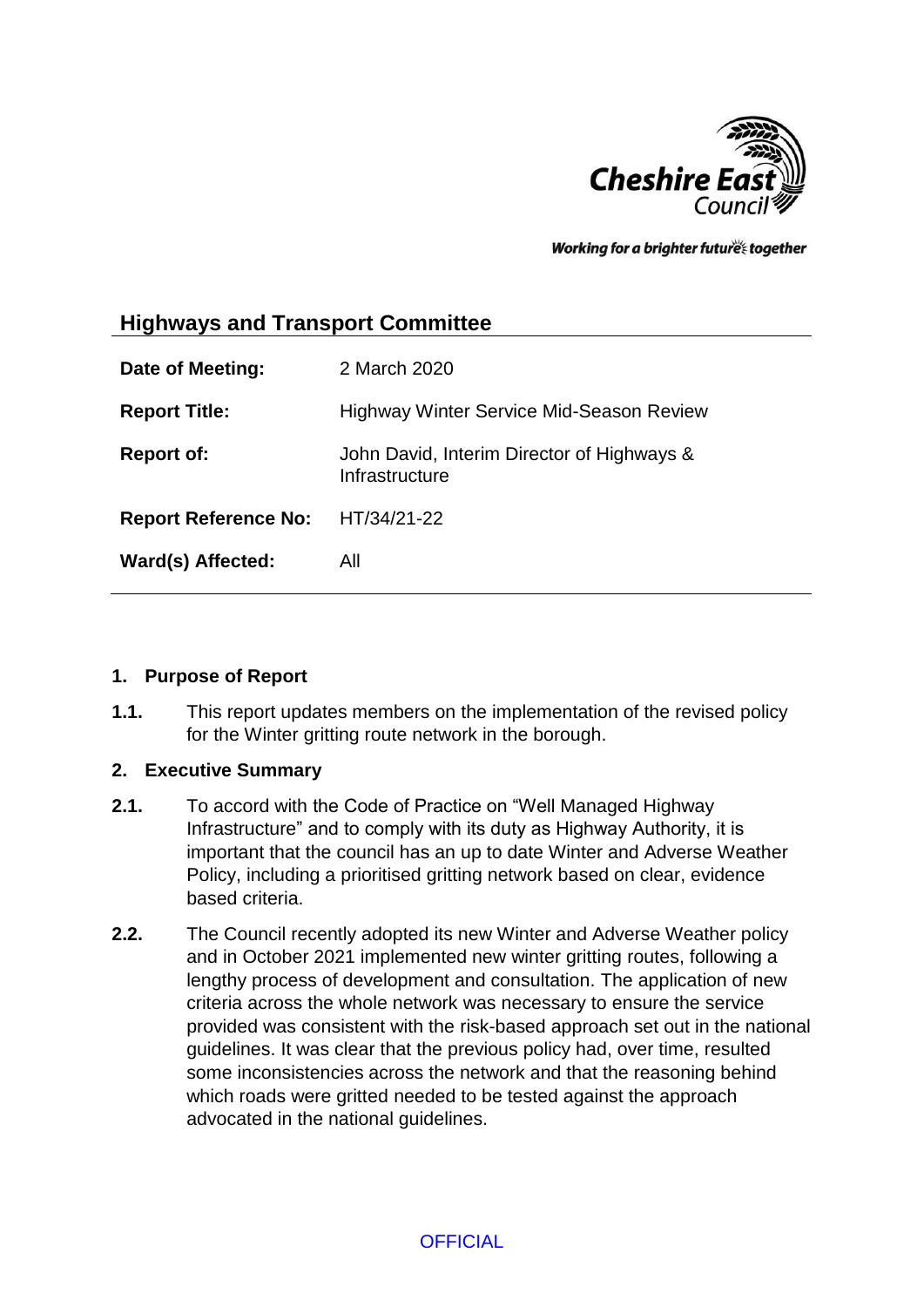## Highways and Transport Committee

| | |
|---|---|
| **Date of Meeting:** | 2 March 2020 |
| **Report Title:** | Highway Winter Service Mid-Season Review |
| **Report of:** | John David, Interim Director of Highways & Infrastructure |
| **Report Reference No:** | HT/34/21-22 |
| **Ward(s) Affected:** | All |

### 1. Purpose of Report

**1.1.** This report updates members on the implementation of the revised policy for the Winter gritting route network in the borough.

### 2. Executive Summary

**2.1.** To accord with the Code of Practice on "Well Managed Highway Infrastructure" and to comply with its duty as Highway Authority, it is important that the council has an up to date Winter and Adverse Weather Policy, including a prioritised gritting network based on clear, evidence based criteria.

**2.2.** The Council recently adopted its new Winter and Adverse Weather policy and in October 2021 implemented new winter gritting routes, following a lengthy process of development and consultation. The application of new criteria across the whole network was necessary to ensure the service provided was consistent with the risk-based approach set out in the national guidelines. It was clear that the previous policy had, over time, resulted some inconsistencies across the network and that the reasoning behind which roads were gritted needed to be tested against the approach advocated in the national guidelines.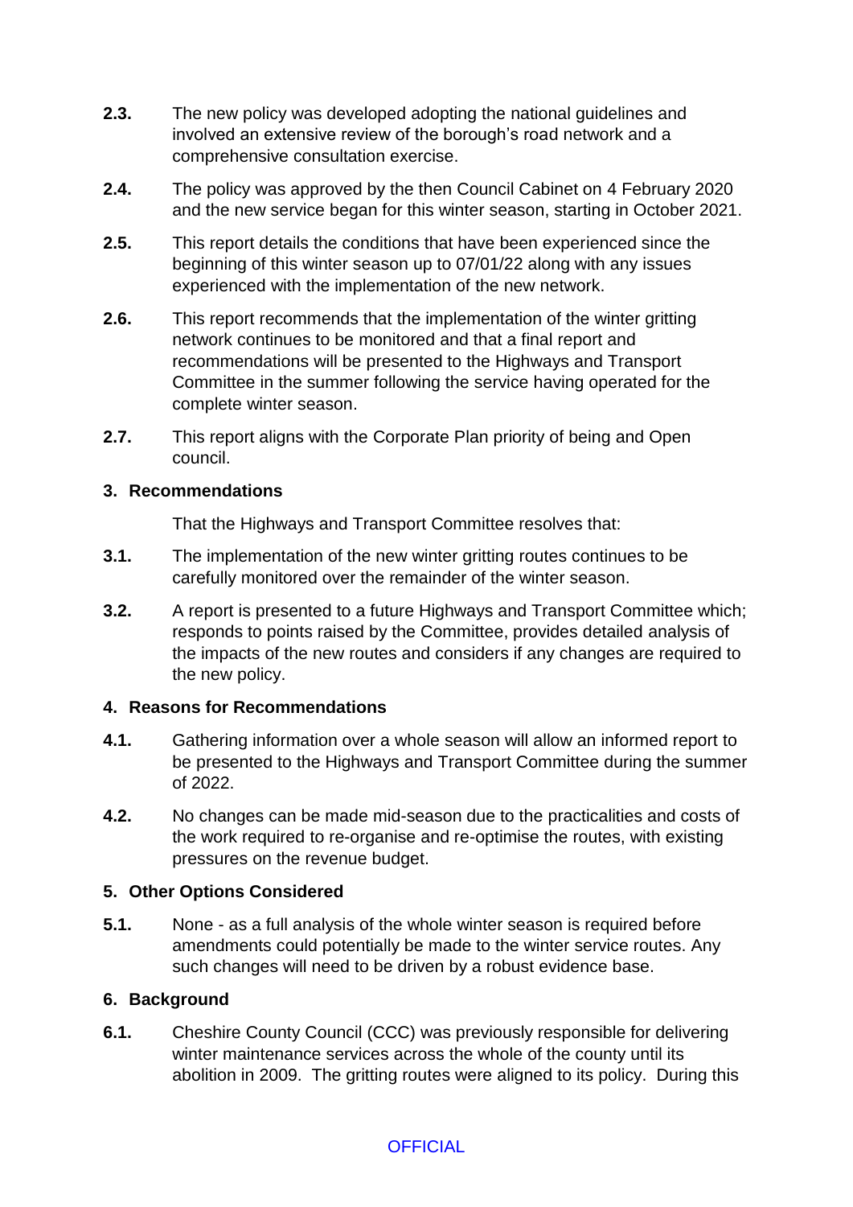**2.3.** The new policy was developed adopting the national guidelines and involved an extensive review of the borough's road network and a comprehensive consultation exercise.

**2.4.** The policy was approved by the then Council Cabinet on 4 February 2020 and the new service began for this winter season, starting in October 2021.

**2.5.** This report details the conditions that have been experienced since the beginning of this winter season up to 07/01/22 along with any issues experienced with the implementation of the new network.

**2.6.** This report recommends that the implementation of the winter gritting network continues to be monitored and that a final report and recommendations will be presented to the Highways and Transport Committee in the summer following the service having operated for the complete winter season.

**2.7.** This report aligns with the Corporate Plan priority of being and Open council.

## 3. Recommendations

That the Highways and Transport Committee resolves that:

**3.1.** The implementation of the new winter gritting routes continues to be carefully monitored over the remainder of the winter season.

**3.2.** A report is presented to a future Highways and Transport Committee which; responds to points raised by the Committee, provides detailed analysis of the impacts of the new routes and considers if any changes are required to the new policy.

## 4. Reasons for Recommendations

**4.1.** Gathering information over a whole season will allow an informed report to be presented to the Highways and Transport Committee during the summer of 2022.

**4.2.** No changes can be made mid-season due to the practicalities and costs of the work required to re-organise and re-optimise the routes, with existing pressures on the revenue budget.

## 5. Other Options Considered

**5.1.** None - as a full analysis of the whole winter season is required before amendments could potentially be made to the winter service routes. Any such changes will need to be driven by a robust evidence base.

## 6. Background

**6.1.** Cheshire County Council (CCC) was previously responsible for delivering winter maintenance services across the whole of the county until its abolition in 2009. The gritting routes were aligned to its policy. During this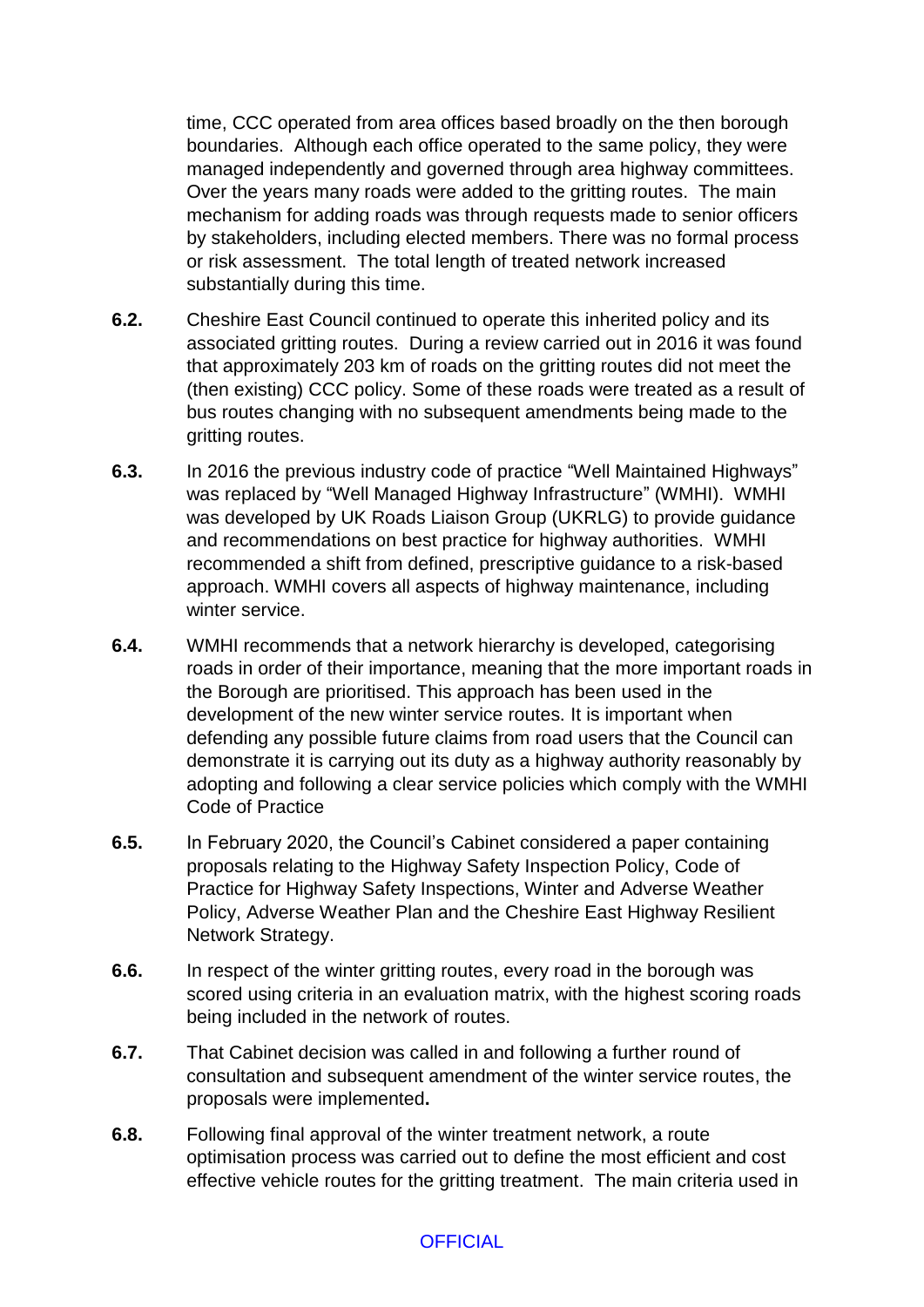time, CCC operated from area offices based broadly on the then borough boundaries. Although each office operated to the same policy, they were managed independently and governed through area highway committees. Over the years many roads were added to the gritting routes. The main mechanism for adding roads was through requests made to senior officers by stakeholders, including elected members. There was no formal process or risk assessment. The total length of treated network increased substantially during this time.

**6.2.** Cheshire East Council continued to operate this inherited policy and its associated gritting routes. During a review carried out in 2016 it was found that approximately 203 km of roads on the gritting routes did not meet the (then existing) CCC policy. Some of these roads were treated as a result of bus routes changing with no subsequent amendments being made to the gritting routes.

**6.3.** In 2016 the previous industry code of practice "Well Maintained Highways" was replaced by "Well Managed Highway Infrastructure" (WMHI). WMHI was developed by UK Roads Liaison Group (UKRLG) to provide guidance and recommendations on best practice for highway authorities. WMHI recommended a shift from defined, prescriptive guidance to a risk-based approach. WMHI covers all aspects of highway maintenance, including winter service.

**6.4.** WMHI recommends that a network hierarchy is developed, categorising roads in order of their importance, meaning that the more important roads in the Borough are prioritised. This approach has been used in the development of the new winter service routes. It is important when defending any possible future claims from road users that the Council can demonstrate it is carrying out its duty as a highway authority reasonably by adopting and following a clear service policies which comply with the WMHI Code of Practice

**6.5.** In February 2020, the Council's Cabinet considered a paper containing proposals relating to the Highway Safety Inspection Policy, Code of Practice for Highway Safety Inspections, Winter and Adverse Weather Policy, Adverse Weather Plan and the Cheshire East Highway Resilient Network Strategy.

**6.6.** In respect of the winter gritting routes, every road in the borough was scored using criteria in an evaluation matrix, with the highest scoring roads being included in the network of routes.

**6.7.** That Cabinet decision was called in and following a further round of consultation and subsequent amendment of the winter service routes, the proposals were implemented**.**

**6.8.** Following final approval of the winter treatment network, a route optimisation process was carried out to define the most efficient and cost effective vehicle routes for the gritting treatment. The main criteria used in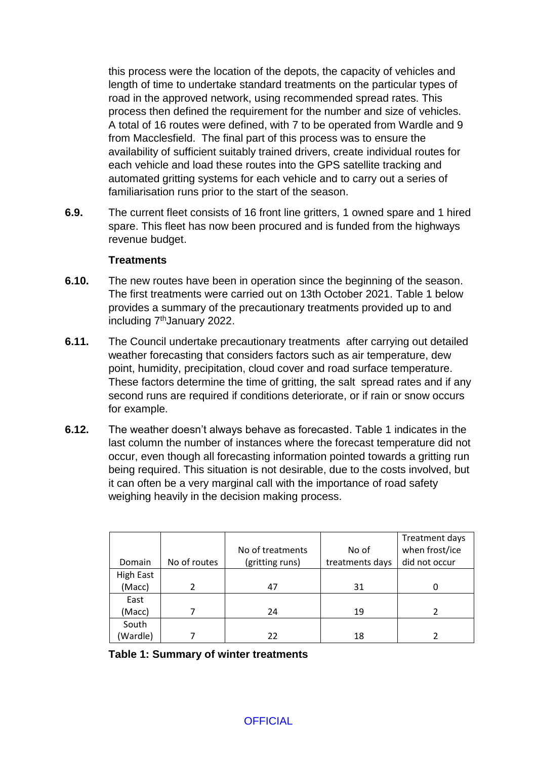this process were the location of the depots, the capacity of vehicles and length of time to undertake standard treatments on the particular types of road in the approved network, using recommended spread rates. This process then defined the requirement for the number and size of vehicles. A total of 16 routes were defined, with 7 to be operated from Wardle and 9 from Macclesfield. The final part of this process was to ensure the availability of sufficient suitably trained drivers, create individual routes for each vehicle and load these routes into the GPS satellite tracking and automated gritting systems for each vehicle and to carry out a series of familiarisation runs prior to the start of the season.

**6.9.** The current fleet consists of 16 front line gritters, 1 owned spare and 1 hired spare. This fleet has now been procured and is funded from the highways revenue budget.

**Treatments**

**6.10.** The new routes have been in operation since the beginning of the season. The first treatments were carried out on 13th October 2021. Table 1 below provides a summary of the precautionary treatments provided up to and including 7th January 2022.

**6.11.** The Council undertake precautionary treatments after carrying out detailed weather forecasting that considers factors such as air temperature, dew point, humidity, precipitation, cloud cover and road surface temperature. These factors determine the time of gritting, the salt spread rates and if any second runs are required if conditions deteriorate, or if rain or snow occurs for example.

**6.12.** The weather doesn't always behave as forecasted. Table 1 indicates in the last column the number of instances where the forecast temperature did not occur, even though all forecasting information pointed towards a gritting run being required. This situation is not desirable, due to the costs involved, but it can often be a very marginal call with the importance of road safety weighing heavily in the decision making process.

| Domain | No of routes | No of treatments (gritting runs) | No of treatments days | Treatment days when frost/ice did not occur |
|---|---|---|---|---|
| High East (Macc) | 2 | 47 | 31 | 0 |
| East (Macc) | 7 | 24 | 19 | 2 |
| South (Wardle) | 7 | 22 | 18 | 2 |

**Table 1: Summary of winter treatments**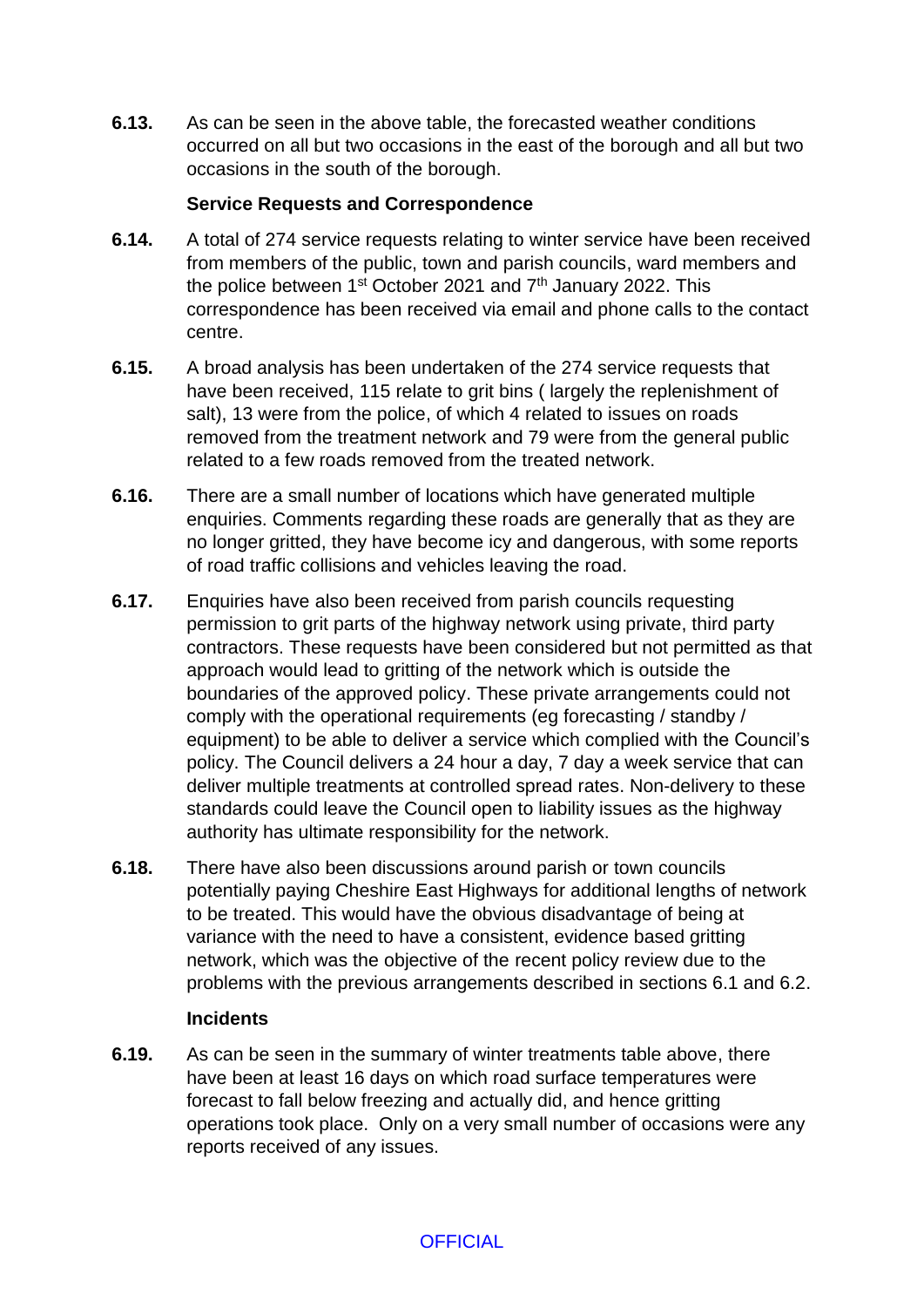**6.13.** As can be seen in the above table, the forecasted weather conditions occurred on all but two occasions in the east of the borough and all but two occasions in the south of the borough.

**Service Requests and Correspondence**

**6.14.** A total of 274 service requests relating to winter service have been received from members of the public, town and parish councils, ward members and the police between 1st October 2021 and 7th January 2022. This correspondence has been received via email and phone calls to the contact centre.

**6.15.** A broad analysis has been undertaken of the 274 service requests that have been received, 115 relate to grit bins ( largely the replenishment of salt), 13 were from the police, of which 4 related to issues on roads removed from the treatment network and 79 were from the general public related to a few roads removed from the treated network.

**6.16.** There are a small number of locations which have generated multiple enquiries. Comments regarding these roads are generally that as they are no longer gritted, they have become icy and dangerous, with some reports of road traffic collisions and vehicles leaving the road.

**6.17.** Enquiries have also been received from parish councils requesting permission to grit parts of the highway network using private, third party contractors. These requests have been considered but not permitted as that approach would lead to gritting of the network which is outside the boundaries of the approved policy. These private arrangements could not comply with the operational requirements (eg forecasting / standby / equipment) to be able to deliver a service which complied with the Council's policy. The Council delivers a 24 hour a day, 7 day a week service that can deliver multiple treatments at controlled spread rates. Non-delivery to these standards could leave the Council open to liability issues as the highway authority has ultimate responsibility for the network.

**6.18.** There have also been discussions around parish or town councils potentially paying Cheshire East Highways for additional lengths of network to be treated. This would have the obvious disadvantage of being at variance with the need to have a consistent, evidence based gritting network, which was the objective of the recent policy review due to the problems with the previous arrangements described in sections 6.1 and 6.2.

**Incidents**

**6.19.** As can be seen in the summary of winter treatments table above, there have been at least 16 days on which road surface temperatures were forecast to fall below freezing and actually did, and hence gritting operations took place. Only on a very small number of occasions were any reports received of any issues.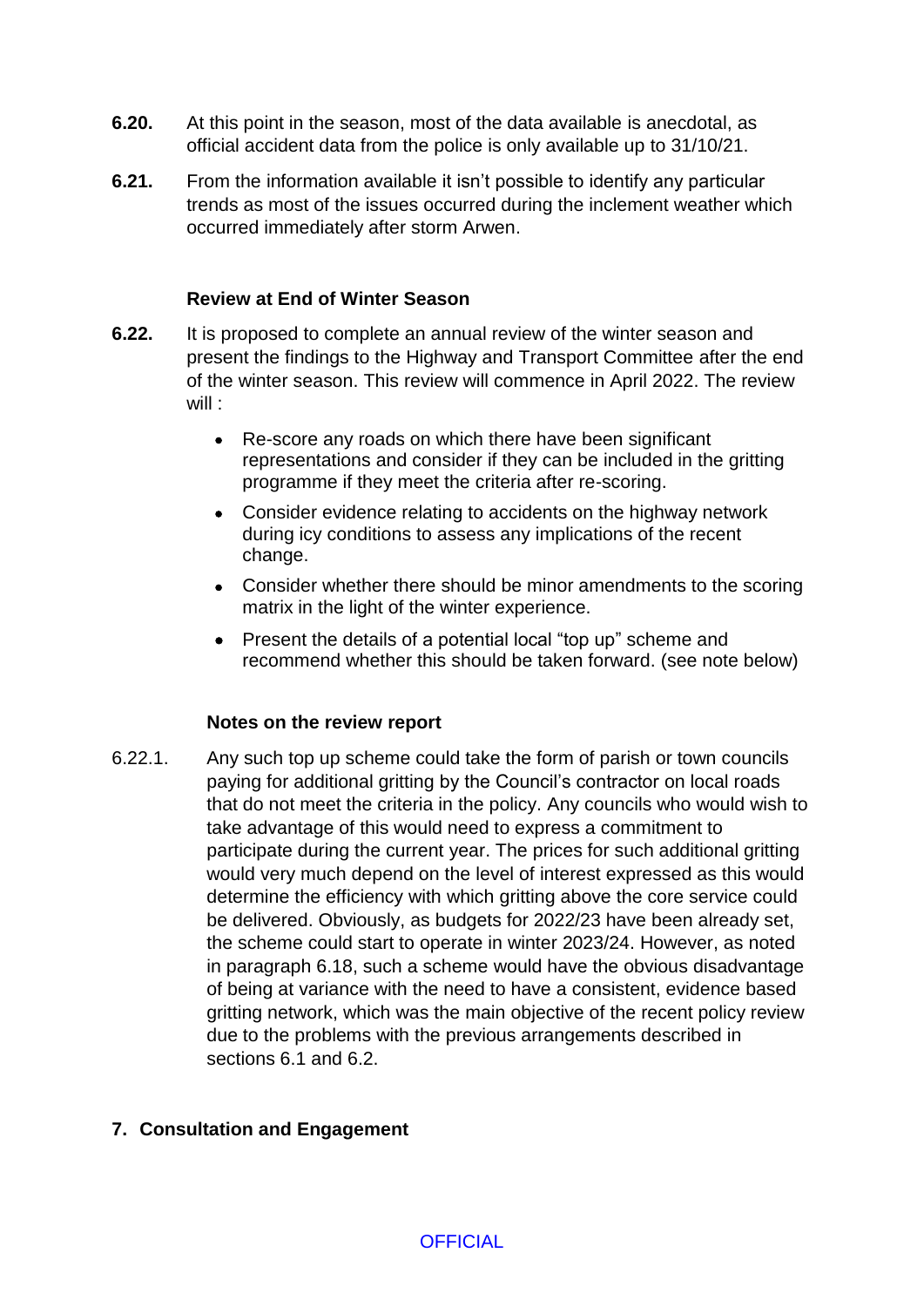**6.20.** At this point in the season, most of the data available is anecdotal, as official accident data from the police is only available up to 31/10/21.

**6.21.** From the information available it isn't possible to identify any particular trends as most of the issues occurred during the inclement weather which occurred immediately after storm Arwen.

**Review at End of Winter Season**

**6.22.** It is proposed to complete an annual review of the winter season and present the findings to the Highway and Transport Committee after the end of the winter season. This review will commence in April 2022. The review will :

- Re-score any roads on which there have been significant representations and consider if they can be included in the gritting programme if they meet the criteria after re-scoring.
- Consider evidence relating to accidents on the highway network during icy conditions to assess any implications of the recent change.
- Consider whether there should be minor amendments to the scoring matrix in the light of the winter experience.
- Present the details of a potential local "top up" scheme and recommend whether this should be taken forward. (see note below)

**Notes on the review report**

6.22.1. Any such top up scheme could take the form of parish or town councils paying for additional gritting by the Council's contractor on local roads that do not meet the criteria in the policy. Any councils who would wish to take advantage of this would need to express a commitment to participate during the current year. The prices for such additional gritting would very much depend on the level of interest expressed as this would determine the efficiency with which gritting above the core service could be delivered. Obviously, as budgets for 2022/23 have been already set, the scheme could start to operate in winter 2023/24. However, as noted in paragraph 6.18, such a scheme would have the obvious disadvantage of being at variance with the need to have a consistent, evidence based gritting network, which was the main objective of the recent policy review due to the problems with the previous arrangements described in sections 6.1 and 6.2.

## 7. Consultation and Engagement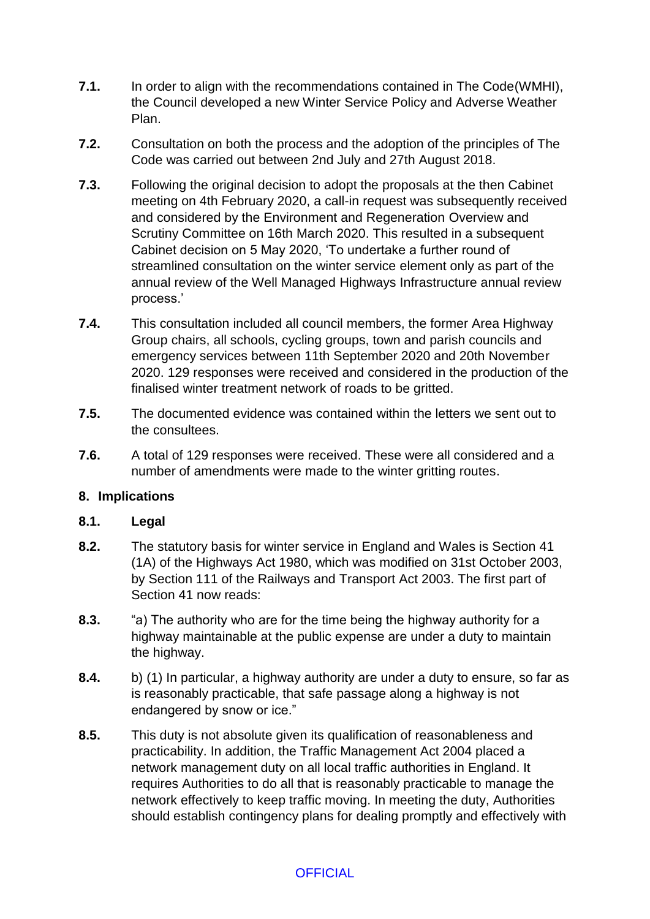**7.1.** In order to align with the recommendations contained in The Code(WMHI), the Council developed a new Winter Service Policy and Adverse Weather Plan.

**7.2.** Consultation on both the process and the adoption of the principles of The Code was carried out between 2nd July and 27th August 2018.

**7.3.** Following the original decision to adopt the proposals at the then Cabinet meeting on 4th February 2020, a call-in request was subsequently received and considered by the Environment and Regeneration Overview and Scrutiny Committee on 16th March 2020. This resulted in a subsequent Cabinet decision on 5 May 2020, 'To undertake a further round of streamlined consultation on the winter service element only as part of the annual review of the Well Managed Highways Infrastructure annual review process.'

**7.4.** This consultation included all council members, the former Area Highway Group chairs, all schools, cycling groups, town and parish councils and emergency services between 11th September 2020 and 20th November 2020. 129 responses were received and considered in the production of the finalised winter treatment network of roads to be gritted.

**7.5.** The documented evidence was contained within the letters we sent out to the consultees.

**7.6.** A total of 129 responses were received. These were all considered and a number of amendments were made to the winter gritting routes.

## 8. Implications

### 8.1. Legal

**8.2.** The statutory basis for winter service in England and Wales is Section 41 (1A) of the Highways Act 1980, which was modified on 31st October 2003, by Section 111 of the Railways and Transport Act 2003. The first part of Section 41 now reads:

**8.3.** "a) The authority who are for the time being the highway authority for a highway maintainable at the public expense are under a duty to maintain the highway.

**8.4.** b) (1) In particular, a highway authority are under a duty to ensure, so far as is reasonably practicable, that safe passage along a highway is not endangered by snow or ice."

**8.5.** This duty is not absolute given its qualification of reasonableness and practicability. In addition, the Traffic Management Act 2004 placed a network management duty on all local traffic authorities in England. It requires Authorities to do all that is reasonably practicable to manage the network effectively to keep traffic moving. In meeting the duty, Authorities should establish contingency plans for dealing promptly and effectively with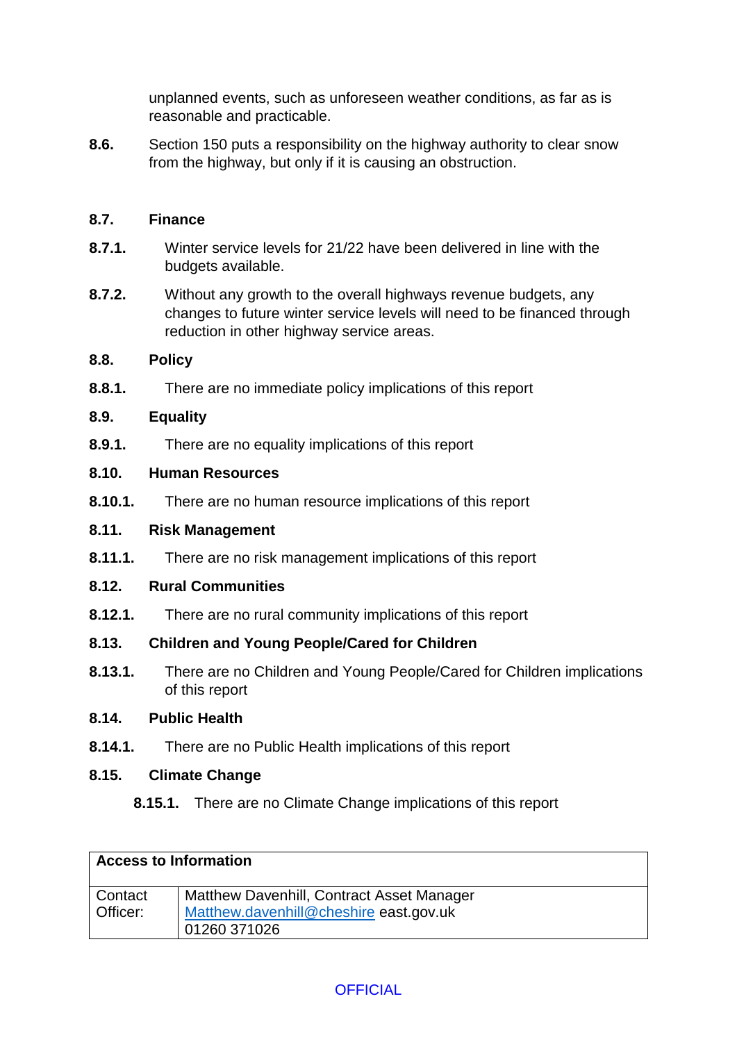unplanned events, such as unforeseen weather conditions, as far as is reasonable and practicable.

**8.6.** Section 150 puts a responsibility on the highway authority to clear snow from the highway, but only if it is causing an obstruction.

**8.7. Finance**

**8.7.1.** Winter service levels for 21/22 have been delivered in line with the budgets available.

**8.7.2.** Without any growth to the overall highways revenue budgets, any changes to future winter service levels will need to be financed through reduction in other highway service areas.

**8.8. Policy**

**8.8.1.** There are no immediate policy implications of this report

**8.9. Equality**

**8.9.1.** There are no equality implications of this report

**8.10. Human Resources**

**8.10.1.** There are no human resource implications of this report

**8.11. Risk Management**

**8.11.1.** There are no risk management implications of this report

**8.12. Rural Communities**

**8.12.1.** There are no rural community implications of this report

**8.13. Children and Young People/Cared for Children**

**8.13.1.** There are no Children and Young People/Cared for Children implications of this report

**8.14. Public Health**

**8.14.1.** There are no Public Health implications of this report

**8.15. Climate Change**

**8.15.1.** There are no Climate Change implications of this report

| **Access to Information** | |
|---|---|
| Contact Officer: | Matthew Davenhill, Contract Asset Manager<br>Matthew.davenhill@cheshire east.gov.uk<br>01260 371026 |

OFFICIAL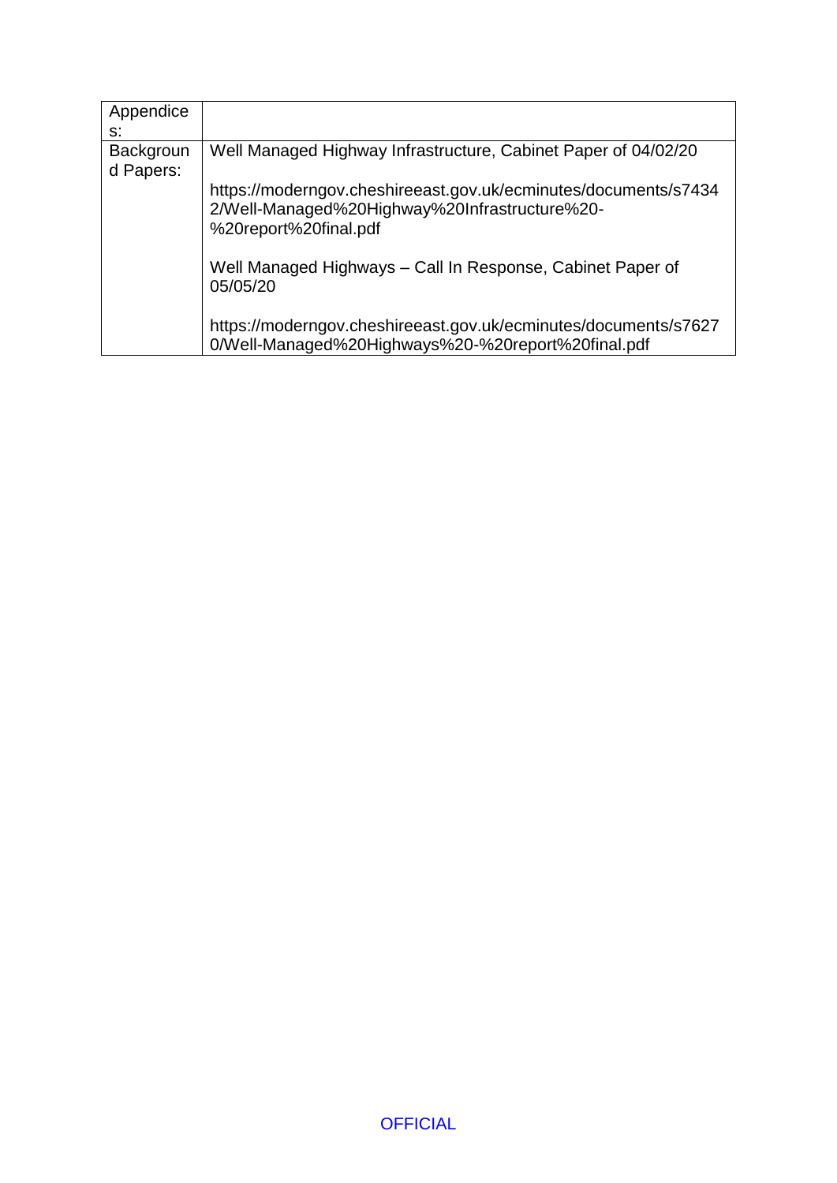| | |
|---|---|
| Appendices: | |
| Background Papers: | Well Managed Highway Infrastructure, Cabinet Paper of 04/02/20<br><br>https://moderngov.cheshireeast.gov.uk/ecminutes/documents/s74342/Well-Managed%20Highway%20Infrastructure%20-%20report%20final.pdf<br><br>Well Managed Highways – Call In Response, Cabinet Paper of 05/05/20<br><br>https://moderngov.cheshireeast.gov.uk/ecminutes/documents/s76270/Well-Managed%20Highways%20-%20report%20final.pdf |